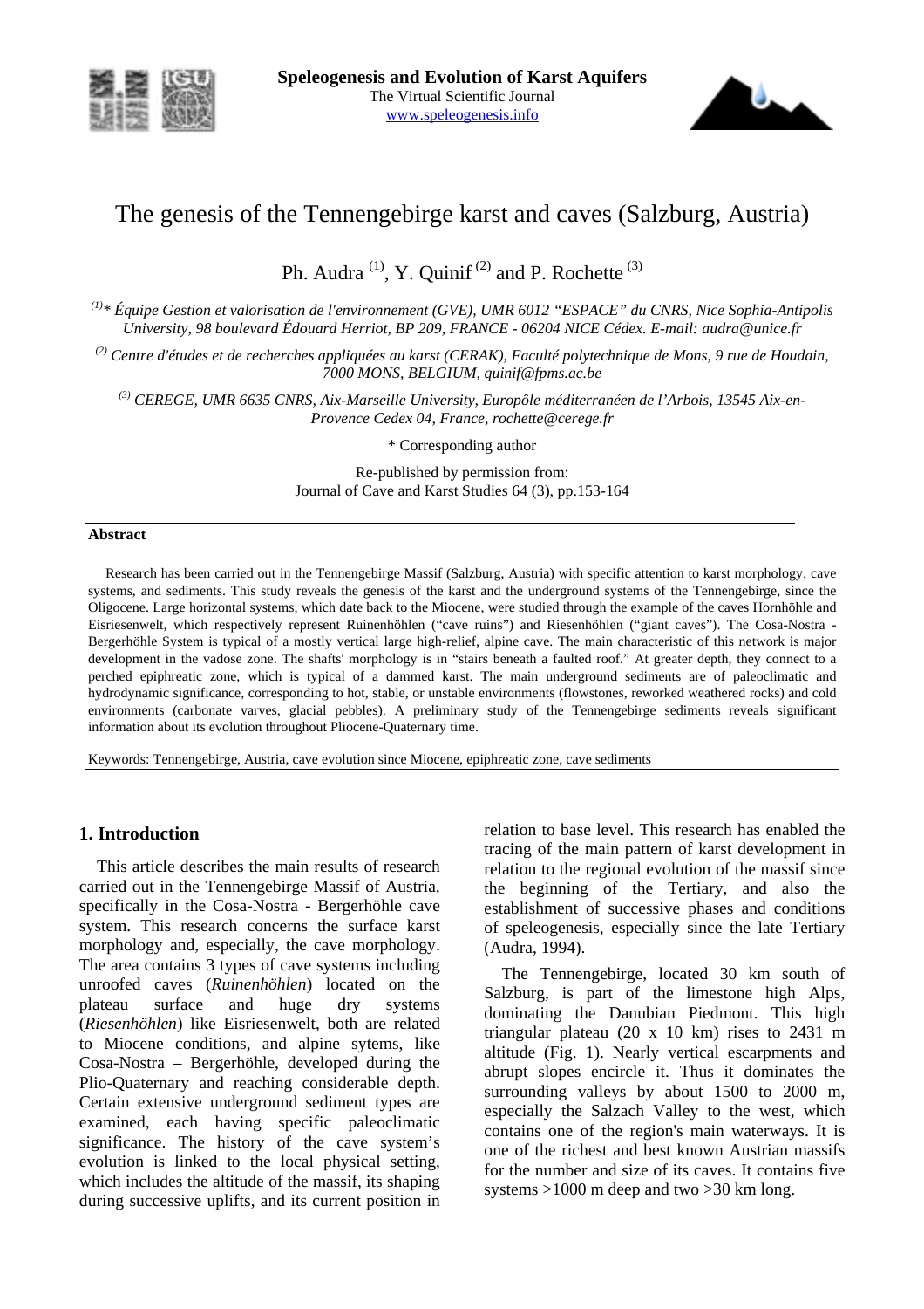Speleogenesis and Evolution of Karst Aquifers
The Virtual Scientific Journal
www.speleogenesis.info

# The genesis of the Tennengebirge karst and caves (Salzburg, Austria)

Ph. Audra [(1)], Y. Quinif [(2)] and P. Rochette [(3)]

*[(1)]\* Équipe Gestion et valorisation de l'environnement (GVE), UMR 6012 "ESPACE" du CNRS, Nice Sophia-Antipolis University, 98 boulevard Édouard Herriot, BP 209, FRANCE - 06204 NICE Cédex. E-mail: audra@unice.fr*

*[(2)] Centre d'études et de recherches appliquées au karst (CERAK), Faculté polytechnique de Mons, 9 rue de Houdain, 7000 MONS, BELGIUM, quinif@fpms.ac.be*

*[(3)] CEREGE, UMR 6635 CNRS, Aix-Marseille University, Europôle méditerranéen de l'Arbois, 13545 Aix-en-Provence Cedex 04, France, rochette@cerege.fr*

\* Corresponding author

Re-published by permission from:
Journal of Cave and Karst Studies 64 (3), pp.153-164

**Abstract**

Research has been carried out in the Tennengebirge Massif (Salzburg, Austria) with specific attention to karst morphology, cave systems, and sediments. This study reveals the genesis of the karst and the underground systems of the Tennengebirge, since the Oligocene. Large horizontal systems, which date back to the Miocene, were studied through the example of the caves Hornhöhle and Eisriesenwelt, which respectively represent Ruinenhöhlen ("cave ruins") and Riesenhöhlen ("giant caves"). The Cosa-Nostra - Bergerhöhle System is typical of a mostly vertical large high-relief, alpine cave. The main characteristic of this network is major development in the vadose zone. The shafts' morphology is in "stairs beneath a faulted roof." At greater depth, they connect to a perched epiphreatic zone, which is typical of a dammed karst. The main underground sediments are of paleoclimatic and hydrodynamic significance, corresponding to hot, stable, or unstable environments (flowstones, reworked weathered rocks) and cold environments (carbonate varves, glacial pebbles). A preliminary study of the Tennengebirge sediments reveals significant information about its evolution throughout Pliocene-Quaternary time.

Keywords: Tennengebirge, Austria, cave evolution since Miocene, epiphreatic zone, cave sediments

## 1. Introduction

This article describes the main results of research carried out in the Tennengebirge Massif of Austria, specifically in the Cosa-Nostra - Bergerhöhle cave system. This research concerns the surface karst morphology and, especially, the cave morphology. The area contains 3 types of cave systems including unroofed caves (*Ruinenhöhlen*) located on the plateau surface and huge dry systems (*Riesenhöhlen*) like Eisriesenwelt, both are related to Miocene conditions, and alpine sytems, like Cosa-Nostra – Bergerhöhle, developed during the Plio-Quaternary and reaching considerable depth. Certain extensive underground sediment types are examined, each having specific paleoclimatic significance. The history of the cave system's evolution is linked to the local physical setting, which includes the altitude of the massif, its shaping during successive uplifts, and its current position in relation to base level. This research has enabled the tracing of the main pattern of karst development in relation to the regional evolution of the massif since the beginning of the Tertiary, and also the establishment of successive phases and conditions of speleogenesis, especially since the late Tertiary (Audra, 1994).

The Tennengebirge, located 30 km south of Salzburg, is part of the limestone high Alps, dominating the Danubian Piedmont. This high triangular plateau (20 x 10 km) rises to 2431 m altitude (Fig. 1). Nearly vertical escarpments and abrupt slopes encircle it. Thus it dominates the surrounding valleys by about 1500 to 2000 m, especially the Salzach Valley to the west, which contains one of the region's main waterways. It is one of the richest and best known Austrian massifs for the number and size of its caves. It contains five systems >1000 m deep and two >30 km long.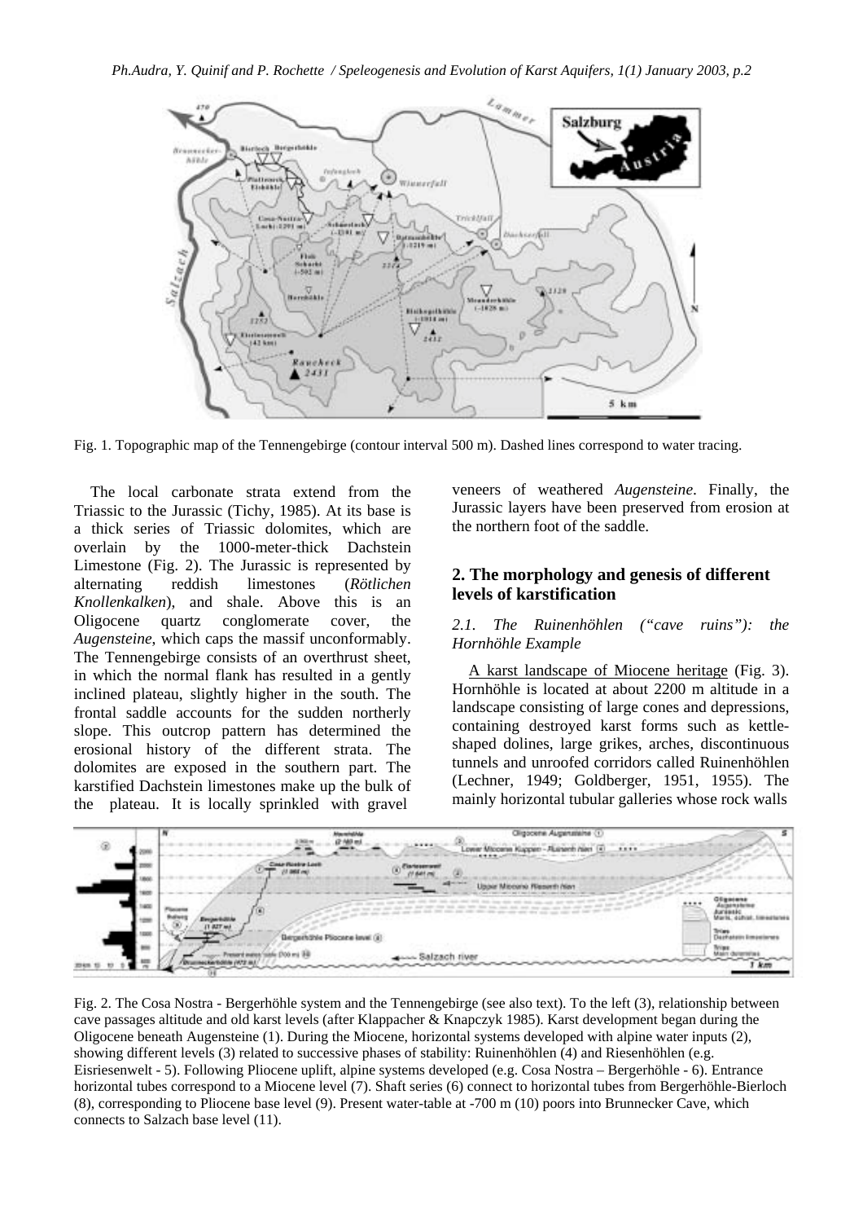Fig. 1. Topographic map of the Tennengebirge (contour interval 500 m). Dashed lines correspond to water tracing.

The local carbonate strata extend from the Triassic to the Jurassic (Tichy, 1985). At its base is a thick series of Triassic dolomites, which are overlain by the 1000-meter-thick Dachstein Limestone (Fig. 2). The Jurassic is represented by alternating reddish limestones (*Rötlichen Knollenkalken*), and shale. Above this is an Oligocene quartz conglomerate cover, the *Augensteine*, which caps the massif unconformably. The Tennengebirge consists of an overthrust sheet, in which the normal flank has resulted in a gently inclined plateau, slightly higher in the south. The frontal saddle accounts for the sudden northerly slope. This outcrop pattern has determined the erosional history of the different strata. The dolomites are exposed in the southern part. The karstified Dachstein limestones make up the bulk of the plateau. It is locally sprinkled with gravel veneers of weathered *Augensteine*. Finally, the Jurassic layers have been preserved from erosion at the northern foot of the saddle.

## 2. The morphology and genesis of different levels of karstification

### *2.1. The Ruinenhöhlen ("cave ruins"): the Hornhöhle Example*

A karst landscape of Miocene heritage (Fig. 3). Hornhöhle is located at about 2200 m altitude in a landscape consisting of large cones and depressions, containing destroyed karst forms such as kettle-shaped dolines, large grikes, arches, discontinuous tunnels and unroofed corridors called Ruinenhöhlen (Lechner, 1949; Goldberger, 1951, 1955). The mainly horizontal tubular galleries whose rock walls

Fig. 2. The Cosa Nostra - Bergerhöhle system and the Tennengebirge (see also text). To the left (3), relationship between cave passages altitude and old karst levels (after Klappacher & Knapczyk 1985). Karst development began during the Oligocene beneath Augensteine (1). During the Miocene, horizontal systems developed with alpine water inputs (2), showing different levels (3) related to successive phases of stability: Ruinenhöhlen (4) and Riesenhöhlen (e.g. Eisriesenwelt - 5). Following Pliocene uplift, alpine systems developed (e.g. Cosa Nostra – Bergerhöhle - 6). Entrance horizontal tubes correspond to a Miocene level (7). Shaft series (6) connect to horizontal tubes from Bergerhöhle-Bierloch (8), corresponding to Pliocene base level (9). Present water-table at -700 m (10) poors into Brunnecker Cave, which connects to Salzach base level (11).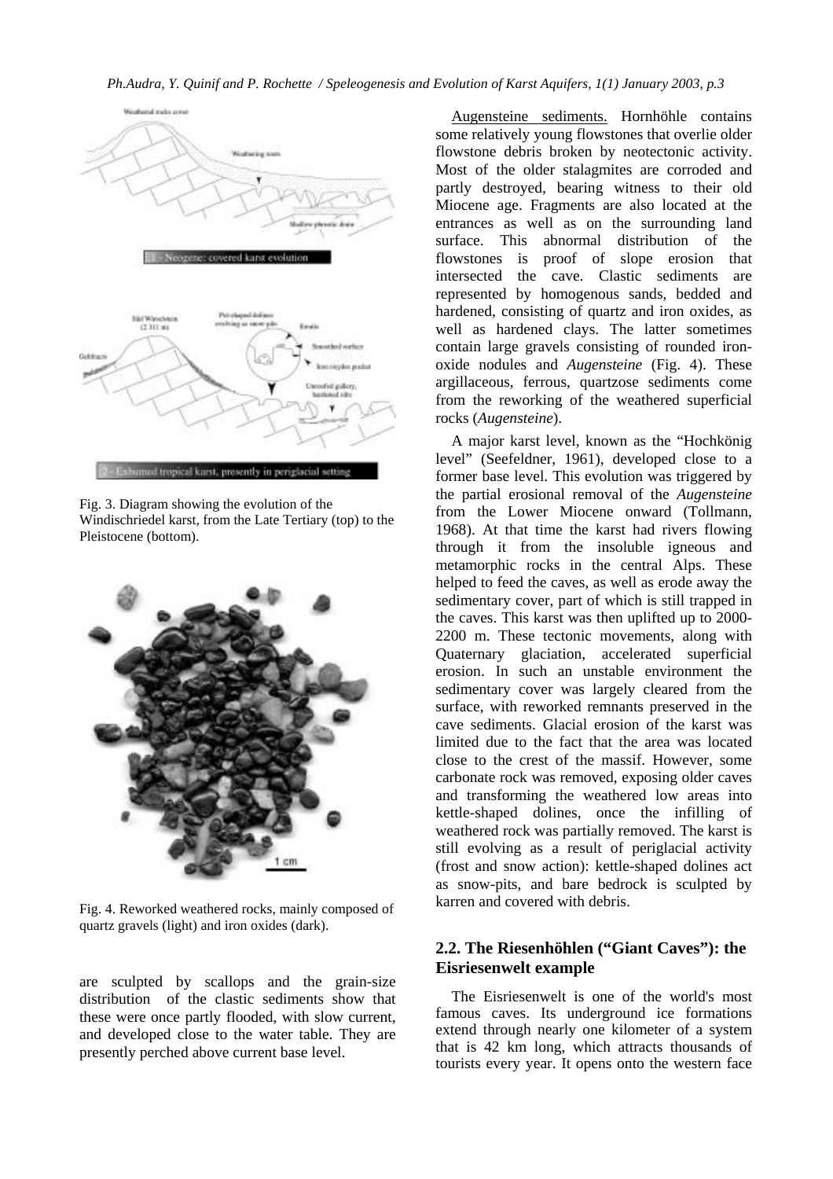Fig. 3. Diagram showing the evolution of the Windischriedel karst, from the Late Tertiary (top) to the Pleistocene (bottom).

Fig. 4. Reworked weathered rocks, mainly composed of quartz gravels (light) and iron oxides (dark).

are sculpted by scallops and the grain-size distribution of the clastic sediments show that these were once partly flooded, with slow current, and developed close to the water table. They are presently perched above current base level.

Augensteine sediments. Hornhöhle contains some relatively young flowstones that overlie older flowstone debris broken by neotectonic activity. Most of the older stalagmites are corroded and partly destroyed, bearing witness to their old Miocene age. Fragments are also located at the entrances as well as on the surrounding land surface. This abnormal distribution of the flowstones is proof of slope erosion that intersected the cave. Clastic sediments are represented by homogenous sands, bedded and hardened, consisting of quartz and iron oxides, as well as hardened clays. The latter sometimes contain large gravels consisting of rounded iron-oxide nodules and *Augensteine* (Fig. 4). These argillaceous, ferrous, quartzose sediments come from the reworking of the weathered superficial rocks (*Augensteine*).

A major karst level, known as the "Hochkönig level" (Seefeldner, 1961), developed close to a former base level. This evolution was triggered by the partial erosional removal of the *Augensteine* from the Lower Miocene onward (Tollmann, 1968). At that time the karst had rivers flowing through it from the insoluble igneous and metamorphic rocks in the central Alps. These helped to feed the caves, as well as erode away the sedimentary cover, part of which is still trapped in the caves. This karst was then uplifted up to 2000-2200 m. These tectonic movements, along with Quaternary glaciation, accelerated superficial erosion. In such an unstable environment the sedimentary cover was largely cleared from the surface, with reworked remnants preserved in the cave sediments. Glacial erosion of the karst was limited due to the fact that the area was located close to the crest of the massif. However, some carbonate rock was removed, exposing older caves and transforming the weathered low areas into kettle-shaped dolines, once the infilling of weathered rock was partially removed. The karst is still evolving as a result of periglacial activity (frost and snow action): kettle-shaped dolines act as snow-pits, and bare bedrock is sculpted by karren and covered with debris.

## 2.2. The Riesenhöhlen ("Giant Caves"): the Eisriesenwelt example

The Eisriesenwelt is one of the world's most famous caves. Its underground ice formations extend through nearly one kilometer of a system that is 42 km long, which attracts thousands of tourists every year. It opens onto the western face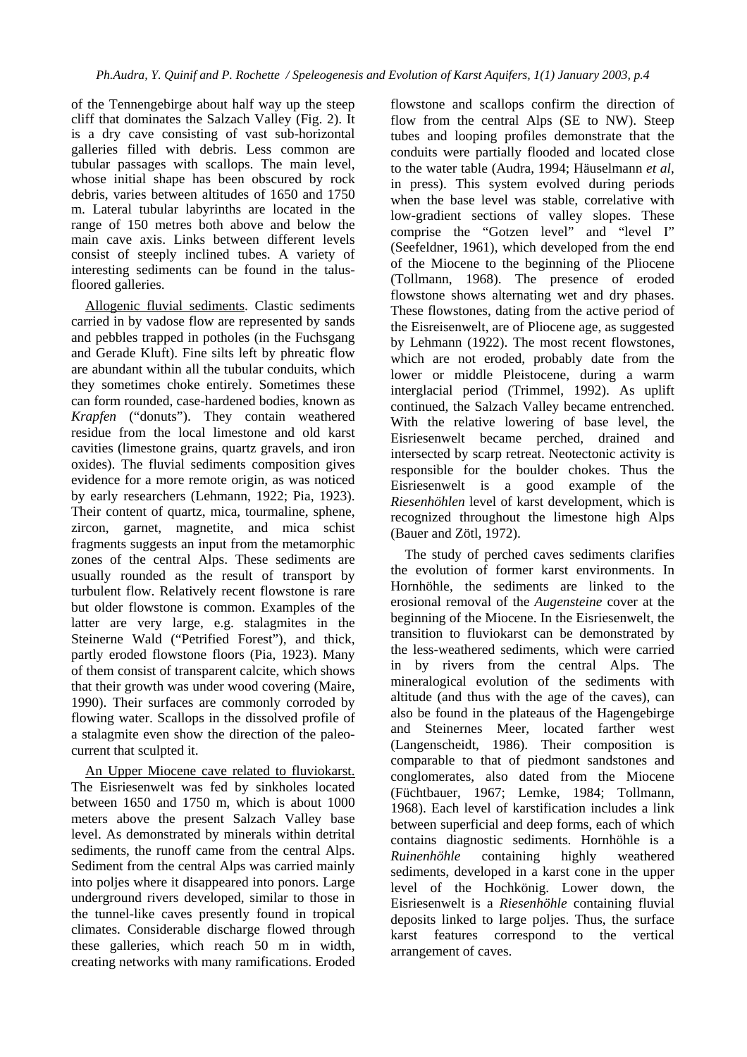of the Tennengebirge about half way up the steep cliff that dominates the Salzach Valley (Fig. 2). It is a dry cave consisting of vast sub-horizontal galleries filled with debris. Less common are tubular passages with scallops. The main level, whose initial shape has been obscured by rock debris, varies between altitudes of 1650 and 1750 m. Lateral tubular labyrinths are located in the range of 150 metres both above and below the main cave axis. Links between different levels consist of steeply inclined tubes. A variety of interesting sediments can be found in the talus-floored galleries.

Allogenic fluvial sediments. Clastic sediments carried in by vadose flow are represented by sands and pebbles trapped in potholes (in the Fuchsgang and Gerade Kluft). Fine silts left by phreatic flow are abundant within all the tubular conduits, which they sometimes choke entirely. Sometimes these can form rounded, case-hardened bodies, known as *Krapfen* ("donuts"). They contain weathered residue from the local limestone and old karst cavities (limestone grains, quartz gravels, and iron oxides). The fluvial sediments composition gives evidence for a more remote origin, as was noticed by early researchers (Lehmann, 1922; Pia, 1923). Their content of quartz, mica, tourmaline, sphene, zircon, garnet, magnetite, and mica schist fragments suggests an input from the metamorphic zones of the central Alps. These sediments are usually rounded as the result of transport by turbulent flow. Relatively recent flowstone is rare but older flowstone is common. Examples of the latter are very large, e.g. stalagmites in the Steinerne Wald ("Petrified Forest"), and thick, partly eroded flowstone floors (Pia, 1923). Many of them consist of transparent calcite, which shows that their growth was under wood covering (Maire, 1990). Their surfaces are commonly corroded by flowing water. Scallops in the dissolved profile of a stalagmite even show the direction of the paleo-current that sculpted it.

An Upper Miocene cave related to fluviokarst. The Eisriesenwelt was fed by sinkholes located between 1650 and 1750 m, which is about 1000 meters above the present Salzach Valley base level. As demonstrated by minerals within detrital sediments, the runoff came from the central Alps. Sediment from the central Alps was carried mainly into poljes where it disappeared into ponors. Large underground rivers developed, similar to those in the tunnel-like caves presently found in tropical climates. Considerable discharge flowed through these galleries, which reach 50 m in width, creating networks with many ramifications. Eroded flowstone and scallops confirm the direction of flow from the central Alps (SE to NW). Steep tubes and looping profiles demonstrate that the conduits were partially flooded and located close to the water table (Audra, 1994; Häuselmann *et al*, in press). This system evolved during periods when the base level was stable, correlative with low-gradient sections of valley slopes. These comprise the "Gotzen level" and "level I" (Seefeldner, 1961), which developed from the end of the Miocene to the beginning of the Pliocene (Tollmann, 1968). The presence of eroded flowstone shows alternating wet and dry phases. These flowstones, dating from the active period of the Eisreisenwelt, are of Pliocene age, as suggested by Lehmann (1922). The most recent flowstones, which are not eroded, probably date from the lower or middle Pleistocene, during a warm interglacial period (Trimmel, 1992). As uplift continued, the Salzach Valley became entrenched. With the relative lowering of base level, the Eisriesenwelt became perched, drained and intersected by scarp retreat. Neotectonic activity is responsible for the boulder chokes. Thus the Eisriesenwelt is a good example of the *Riesenhöhlen* level of karst development, which is recognized throughout the limestone high Alps (Bauer and Zötl, 1972).

The study of perched caves sediments clarifies the evolution of former karst environments. In Hornhöhle, the sediments are linked to the erosional removal of the *Augensteine* cover at the beginning of the Miocene. In the Eisriesenwelt, the transition to fluviokarst can be demonstrated by the less-weathered sediments, which were carried in by rivers from the central Alps. The mineralogical evolution of the sediments with altitude (and thus with the age of the caves), can also be found in the plateaus of the Hagengebirge and Steinernes Meer, located farther west (Langenscheidt, 1986). Their composition is comparable to that of piedmont sandstones and conglomerates, also dated from the Miocene (Füchtbauer, 1967; Lemke, 1984; Tollmann, 1968). Each level of karstification includes a link between superficial and deep forms, each of which contains diagnostic sediments. Hornhöhle is a *Ruinenhöhle* containing highly weathered sediments, developed in a karst cone in the upper level of the Hochkönig. Lower down, the Eisriesenwelt is a *Riesenhöhle* containing fluvial deposits linked to large poljes. Thus, the surface karst features correspond to the vertical arrangement of caves.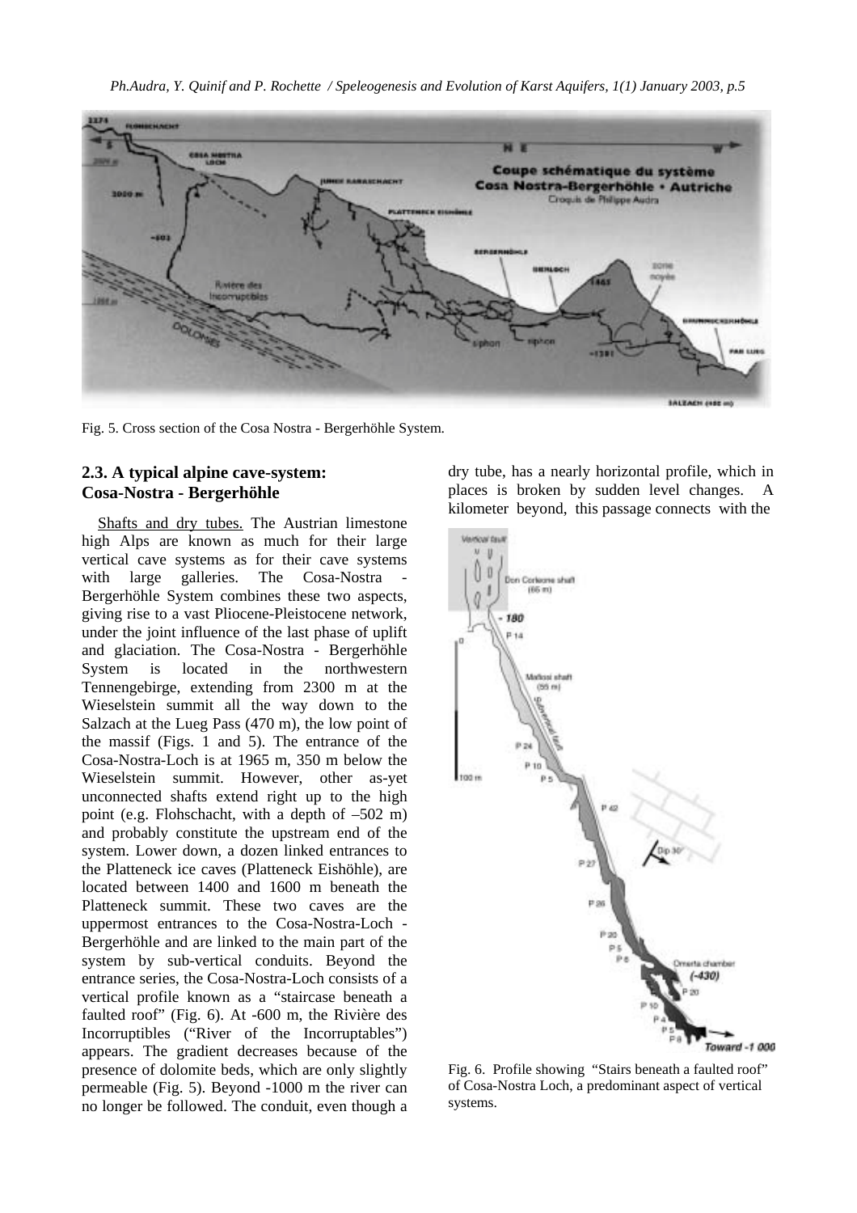Fig. 5. Cross section of the Cosa Nostra - Bergerhöhle System.

## 2.3. A typical alpine cave-system: Cosa-Nostra - Bergerhöhle

Shafts and dry tubes. The Austrian limestone high Alps are known as much for their large vertical cave systems as for their cave systems with large galleries. The Cosa-Nostra - Bergerhöhle System combines these two aspects, giving rise to a vast Pliocene-Pleistocene network, under the joint influence of the last phase of uplift and glaciation. The Cosa-Nostra - Bergerhöhle System is located in the northwestern Tennengebirge, extending from 2300 m at the Wieselstein summit all the way down to the Salzach at the Lueg Pass (470 m), the low point of the massif (Figs. 1 and 5). The entrance of the Cosa-Nostra-Loch is at 1965 m, 350 m below the Wieselstein summit. However, other as-yet unconnected shafts extend right up to the high point (e.g. Flohschacht, with a depth of –502 m) and probably constitute the upstream end of the system. Lower down, a dozen linked entrances to the Platteneck ice caves (Platteneck Eishöhle), are located between 1400 and 1600 m beneath the Platteneck summit. These two caves are the uppermost entrances to the Cosa-Nostra-Loch - Bergerhöhle and are linked to the main part of the system by sub-vertical conduits. Beyond the entrance series, the Cosa-Nostra-Loch consists of a vertical profile known as a "staircase beneath a faulted roof" (Fig. 6). At -600 m, the Rivière des Incorruptibles ("River of the Incorruptables") appears. The gradient decreases because of the presence of dolomite beds, which are only slightly permeable (Fig. 5). Beyond -1000 m the river can no longer be followed. The conduit, even though a dry tube, has a nearly horizontal profile, which in places is broken by sudden level changes. A kilometer beyond, this passage connects with the

Fig. 6. Profile showing "Stairs beneath a faulted roof" of Cosa-Nostra Loch, a predominant aspect of vertical systems.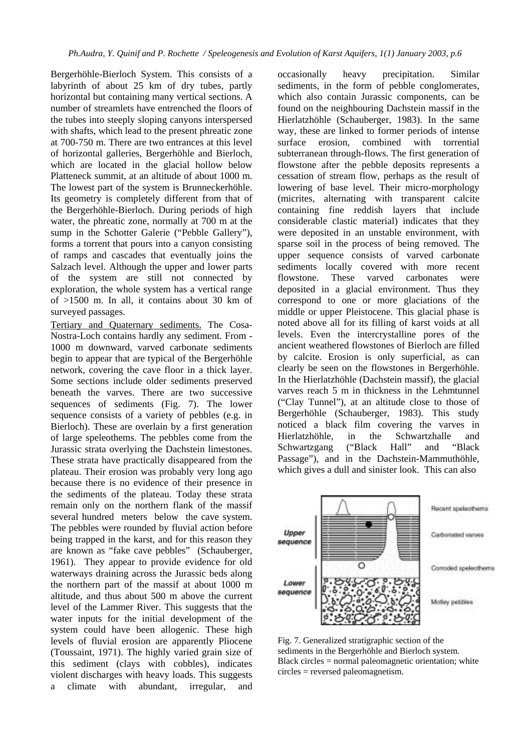Bergerhöhle-Bierloch System. This consists of a labyrinth of about 25 km of dry tubes, partly horizontal but containing many vertical sections. A number of streamlets have entrenched the floors of the tubes into steeply sloping canyons interspersed with shafts, which lead to the present phreatic zone at 700-750 m. There are two entrances at this level of horizontal galleries, Bergerhöhle and Bierloch, which are located in the glacial hollow below Platteneck summit, at an altitude of about 1000 m. The lowest part of the system is Brunneckerhöhle. Its geometry is completely different from that of the Bergerhöhle-Bierloch. During periods of high water, the phreatic zone, normally at 700 m at the sump in the Schotter Galerie ("Pebble Gallery"), forms a torrent that pours into a canyon consisting of ramps and cascades that eventually joins the Salzach level. Although the upper and lower parts of the system are still not connected by exploration, the whole system has a vertical range of >1500 m. In all, it contains about 30 km of surveyed passages.

Tertiary and Quaternary sediments. The Cosa-Nostra-Loch contains hardly any sediment. From -1000 m downward, varved carbonate sediments begin to appear that are typical of the Bergerhöhle network, covering the cave floor in a thick layer. Some sections include older sediments preserved beneath the varves. There are two successive sequences of sediments (Fig. 7). The lower sequence consists of a variety of pebbles (e.g. in Bierloch). These are overlain by a first generation of large speleothems. The pebbles come from the Jurassic strata overlying the Dachstein limestones. These strata have practically disappeared from the plateau. Their erosion was probably very long ago because there is no evidence of their presence in the sediments of the plateau. Today these strata remain only on the northern flank of the massif several hundred meters below the cave system. The pebbles were rounded by fluvial action before being trapped in the karst, and for this reason they are known as "fake cave pebbles" (Schauberger, 1961). They appear to provide evidence for old waterways draining across the Jurassic beds along the northern part of the massif at about 1000 m altitude, and thus about 500 m above the current level of the Lammer River. This suggests that the water inputs for the initial development of the system could have been allogenic. These high levels of fluvial erosion are apparently Pliocene (Toussaint, 1971). The highly varied grain size of this sediment (clays with cobbles), indicates violent discharges with heavy loads. This suggests a climate with abundant, irregular, and occasionally heavy precipitation. Similar sediments, in the form of pebble conglomerates, which also contain Jurassic components, can be found on the neighbouring Dachstein massif in the Hierlatzhöhle (Schauberger, 1983). In the same way, these are linked to former periods of intense surface erosion, combined with torrential subterranean through-flows. The first generation of flowstone after the pebble deposits represents a cessation of stream flow, perhaps as the result of lowering of base level. Their micro-morphology (micrites, alternating with transparent calcite containing fine reddish layers that include considerable clastic material) indicates that they were deposited in an unstable environment, with sparse soil in the process of being removed. The upper sequence consists of varved carbonate sediments locally covered with more recent flowstone. These varved carbonates were deposited in a glacial environment. Thus they correspond to one or more glaciations of the middle or upper Pleistocene. This glacial phase is noted above all for its filling of karst voids at all levels. Even the intercrystalline pores of the ancient weathered flowstones of Bierloch are filled by calcite. Erosion is only superficial, as can clearly be seen on the flowstones in Bergerhöhle. In the Hierlatzhöhle (Dachstein massif), the glacial varves reach 5 m in thickness in the Lehmtunnel ("Clay Tunnel"), at an altitude close to those of Bergerhöhle (Schauberger, 1983). This study noticed a black film covering the varves in Hierlatzhöhle, in the Schwartzhalle and Schwartzgang ("Black Hall" and "Black Passage"), and in the Dachstein-Mammuthöhle, which gives a dull and sinister look. This can also

Fig. 7. Generalized stratigraphic section of the sediments in the Bergerhöhle and Bierloch system. Black circles = normal paleomagnetic orientation; white circles = reversed paleomagnetism.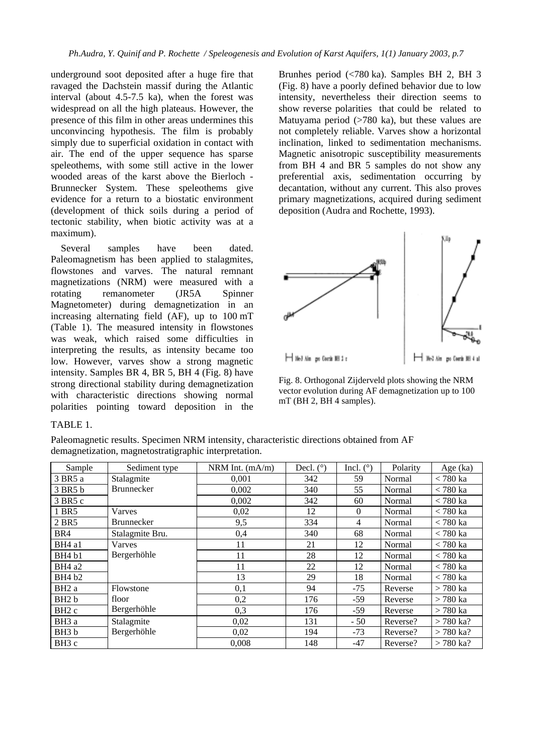underground soot deposited after a huge fire that ravaged the Dachstein massif during the Atlantic interval (about 4.5-7.5 ka), when the forest was widespread on all the high plateaus. However, the presence of this film in other areas undermines this unconvincing hypothesis. The film is probably simply due to superficial oxidation in contact with air. The end of the upper sequence has sparse speleothems, with some still active in the lower wooded areas of the karst above the Bierloch - Brunnecker System. These speleothems give evidence for a return to a biostatic environment (development of thick soils during a period of tectonic stability, when biotic activity was at a maximum).

Several samples have been dated. Paleomagnetism has been applied to stalagmites, flowstones and varves. The natural remnant magnetizations (NRM) were measured with a rotating remanometer (JR5A Spinner Magnetometer) during demagnetization in an increasing alternating field (AF), up to 100 mT (Table 1). The measured intensity in flowstones was weak, which raised some difficulties in interpreting the results, as intensity became too low. However, varves show a strong magnetic intensity. Samples BR 4, BR 5, BH 4 (Fig. 8) have strong directional stability during demagnetization with characteristic directions showing normal polarities pointing toward deposition in the Brunhes period (<780 ka). Samples BH 2, BH 3 (Fig. 8) have a poorly defined behavior due to low intensity, nevertheless their direction seems to show reverse polarities that could be related to Matuyama period (>780 ka), but these values are not completely reliable. Varves show a horizontal inclination, linked to sedimentation mechanisms. Magnetic anisotropic susceptibility measurements from BH 4 and BR 5 samples do not show any preferential axis, sedimentation occurring by decantation, without any current. This also proves primary magnetizations, acquired during sediment deposition (Audra and Rochette, 1993).

Fig. 8. Orthogonal Zijderveld plots showing the NRM vector evolution during AF demagnetization up to 100 mT (BH 2, BH 4 samples).

TABLE 1.

Paleomagnetic results. Specimen NRM intensity, characteristic directions obtained from AF demagnetization, magnetostratigraphic interpretation.

| Sample | Sediment type | NRM Int. (mA/m) | Decl. (°) | Incl. (°) | Polarity | Age (ka) |
|---|---|---|---|---|---|---|
| 3 BR5 a | Stalagmite Brunnecker | 0,001 | 342 | 59 | Normal | < 780 ka |
| 3 BR5 b | | 0,002 | 340 | 55 | Normal | < 780 ka |
| 3 BR5 c | | 0,002 | 342 | 60 | Normal | < 780 ka |
| 1 BR5 | Varves Brunnecker | 0,02 | 12 | 0 | Normal | < 780 ka |
| 2 BR5 | | 9,5 | 334 | 4 | Normal | < 780 ka |
| BR4 | Stalagmite Bru. | 0,4 | 340 | 68 | Normal | < 780 ka |
| BH4 a1 | Varves Bergerhöhle | 11 | 21 | 12 | Normal | < 780 ka |
| BH4 b1 | | 11 | 28 | 12 | Normal | < 780 ka |
| BH4 a2 | | 11 | 22 | 12 | Normal | < 780 ka |
| BH4 b2 | | 13 | 29 | 18 | Normal | < 780 ka |
| BH2 a | Flowstone floor Bergerhöhle | 0,1 | 94 | -75 | Reverse | > 780 ka |
| BH2 b | | 0,2 | 176 | -59 | Reverse | > 780 ka |
| BH2 c | | 0,3 | 176 | -59 | Reverse | > 780 ka |
| BH3 a | Stalagmite Bergerhöhle | 0,02 | 131 | - 50 | Reverse? | > 780 ka? |
| BH3 b | | 0,02 | 194 | -73 | Reverse? | > 780 ka? |
| BH3 c | | 0,008 | 148 | -47 | Reverse? | > 780 ka? |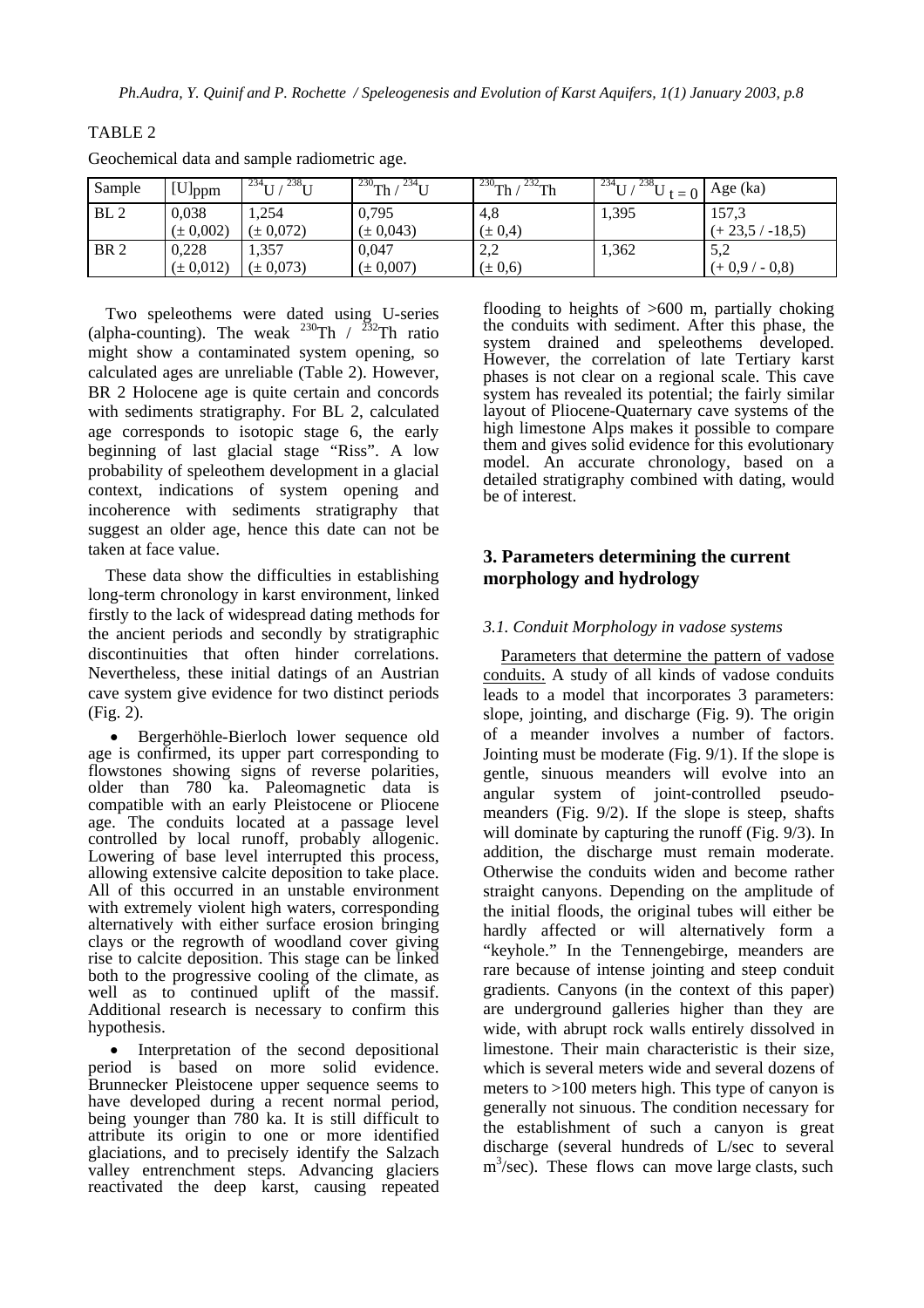TABLE 2

Geochemical data and sample radiometric age.

| Sample | [U]ppm | $^{234}U$ / $^{238}U$ | $^{230}Th$ / $^{234}U$ | $^{230}Th$ / $^{232}Th$ | $^{234}U$ / $^{238}U_{t=0}$ | Age (ka) |
|---|---|---|---|---|---|---|
| BL 2 | 0,038 (± 0,002) | 1,254 (± 0,072) | 0,795 (± 0,043) | 4,8 (± 0,4) | 1,395 | 157,3 (+ 23,5 / -18,5) |
| BR 2 | 0,228 (± 0,012) | 1,357 (± 0,073) | 0,047 (± 0,007) | 2,2 (± 0,6) | 1,362 | 5,2 (+ 0,9 / - 0,8) |

Two speleothems were dated using U-series (alpha-counting). The weak $^{230}Th$ / $^{232}Th$ ratio might show a contaminated system opening, so calculated ages are unreliable (Table 2). However, BR 2 Holocene age is quite certain and concords with sediments stratigraphy. For BL 2, calculated age corresponds to isotopic stage 6, the early beginning of last glacial stage "Riss". A low probability of speleothem development in a glacial context, indications of system opening and incoherence with sediments stratigraphy that suggest an older age, hence this date can not be taken at face value.

These data show the difficulties in establishing long-term chronology in karst environment, linked firstly to the lack of widespread dating methods for the ancient periods and secondly by stratigraphic discontinuities that often hinder correlations. Nevertheless, these initial datings of an Austrian cave system give evidence for two distinct periods (Fig. 2).

- Bergerhöhle-Bierloch lower sequence old age is confirmed, its upper part corresponding to flowstones showing signs of reverse polarities, older than 780 ka. Paleomagnetic data is compatible with an early Pleistocene or Pliocene age. The conduits located at a passage level controlled by local runoff, probably allogenic. Lowering of base level interrupted this process, allowing extensive calcite deposition to take place. All of this occurred in an unstable environment with extremely violent high waters, corresponding alternatively with either surface erosion bringing clays or the regrowth of woodland cover giving rise to calcite deposition. This stage can be linked both to the progressive cooling of the climate, as well as to continued uplift of the massif. Additional research is necessary to confirm this hypothesis.
- Interpretation of the second depositional period is based on more solid evidence. Brunnecker Pleistocene upper sequence seems to have developed during a recent normal period, being younger than 780 ka. It is still difficult to attribute its origin to one or more identified glaciations, and to precisely identify the Salzach valley entrenchment steps. Advancing glaciers reactivated the deep karst, causing repeated flooding to heights of >600 m, partially choking the conduits with sediment. After this phase, the system drained and speleothems developed. However, the correlation of late Tertiary karst phases is not clear on a regional scale. This cave system has revealed its potential; the fairly similar layout of Pliocene-Quaternary cave systems of the high limestone Alps makes it possible to compare them and gives solid evidence for this evolutionary model. An accurate chronology, based on a detailed stratigraphy combined with dating, would be of interest.

## 3. Parameters determining the current morphology and hydrology

### *3.1. Conduit Morphology in vadose systems*

Parameters that determine the pattern of vadose conduits. A study of all kinds of vadose conduits leads to a model that incorporates 3 parameters: slope, jointing, and discharge (Fig. 9). The origin of a meander involves a number of factors. Jointing must be moderate (Fig. 9/1). If the slope is gentle, sinuous meanders will evolve into an angular system of joint-controlled pseudo-meanders (Fig. 9/2). If the slope is steep, shafts will dominate by capturing the runoff (Fig. 9/3). In addition, the discharge must remain moderate. Otherwise the conduits widen and become rather straight canyons. Depending on the amplitude of the initial floods, the original tubes will either be hardly affected or will alternatively form a "keyhole." In the Tennengebirge, meanders are rare because of intense jointing and steep conduit gradients. Canyons (in the context of this paper) are underground galleries higher than they are wide, with abrupt rock walls entirely dissolved in limestone. Their main characteristic is their size, which is several meters wide and several dozens of meters to >100 meters high. This type of canyon is generally not sinuous. The condition necessary for the establishment of such a canyon is great discharge (several hundreds of L/sec to several $m^3$/sec). These flows can move large clasts, such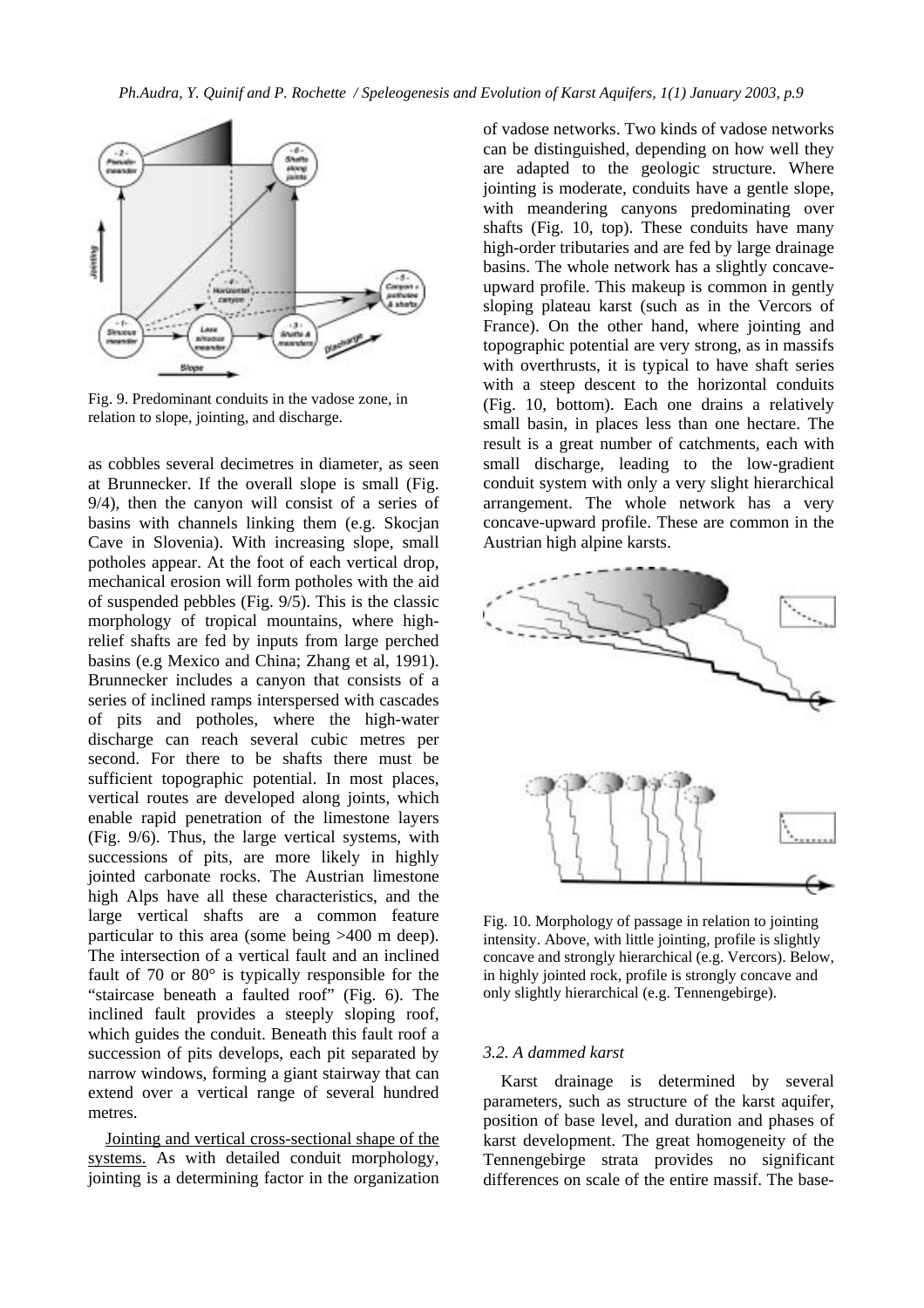Fig. 9. Predominant conduits in the vadose zone, in relation to slope, jointing, and discharge.

as cobbles several decimetres in diameter, as seen at Brunnecker. If the overall slope is small (Fig. 9/4), then the canyon will consist of a series of basins with channels linking them (e.g. Skocjan Cave in Slovenia). With increasing slope, small potholes appear. At the foot of each vertical drop, mechanical erosion will form potholes with the aid of suspended pebbles (Fig. 9/5). This is the classic morphology of tropical mountains, where high-relief shafts are fed by inputs from large perched basins (e.g Mexico and China; Zhang et al, 1991). Brunnecker includes a canyon that consists of a series of inclined ramps interspersed with cascades of pits and potholes, where the high-water discharge can reach several cubic metres per second. For there to be shafts there must be sufficient topographic potential. In most places, vertical routes are developed along joints, which enable rapid penetration of the limestone layers (Fig. 9/6). Thus, the large vertical systems, with successions of pits, are more likely in highly jointed carbonate rocks. The Austrian limestone high Alps have all these characteristics, and the large vertical shafts are a common feature particular to this area (some being >400 m deep). The intersection of a vertical fault and an inclined fault of 70 or 80° is typically responsible for the "staircase beneath a faulted roof" (Fig. 6). The inclined fault provides a steeply sloping roof, which guides the conduit. Beneath this fault roof a succession of pits develops, each pit separated by narrow windows, forming a giant stairway that can extend over a vertical range of several hundred metres.

Jointing and vertical cross-sectional shape of the systems. As with detailed conduit morphology, jointing is a determining factor in the organization of vadose networks. Two kinds of vadose networks can be distinguished, depending on how well they are adapted to the geologic structure. Where jointing is moderate, conduits have a gentle slope, with meandering canyons predominating over shafts (Fig. 10, top). These conduits have many high-order tributaries and are fed by large drainage basins. The whole network has a slightly concave-upward profile. This makeup is common in gently sloping plateau karst (such as in the Vercors of France). On the other hand, where jointing and topographic potential are very strong, as in massifs with overthrusts, it is typical to have shaft series with a steep descent to the horizontal conduits (Fig. 10, bottom). Each one drains a relatively small basin, in places less than one hectare. The result is a great number of catchments, each with small discharge, leading to the low-gradient conduit system with only a very slight hierarchical arrangement. The whole network has a very concave-upward profile. These are common in the Austrian high alpine karsts.

Fig. 10. Morphology of passage in relation to jointing intensity. Above, with little jointing, profile is slightly concave and strongly hierarchical (e.g. Vercors). Below, in highly jointed rock, profile is strongly concave and only slightly hierarchical (e.g. Tennengebirge).

### 3.2. A dammed karst

Karst drainage is determined by several parameters, such as structure of the karst aquifer, position of base level, and duration and phases of karst development. The great homogeneity of the Tennengebirge strata provides no significant differences on scale of the entire massif. The base-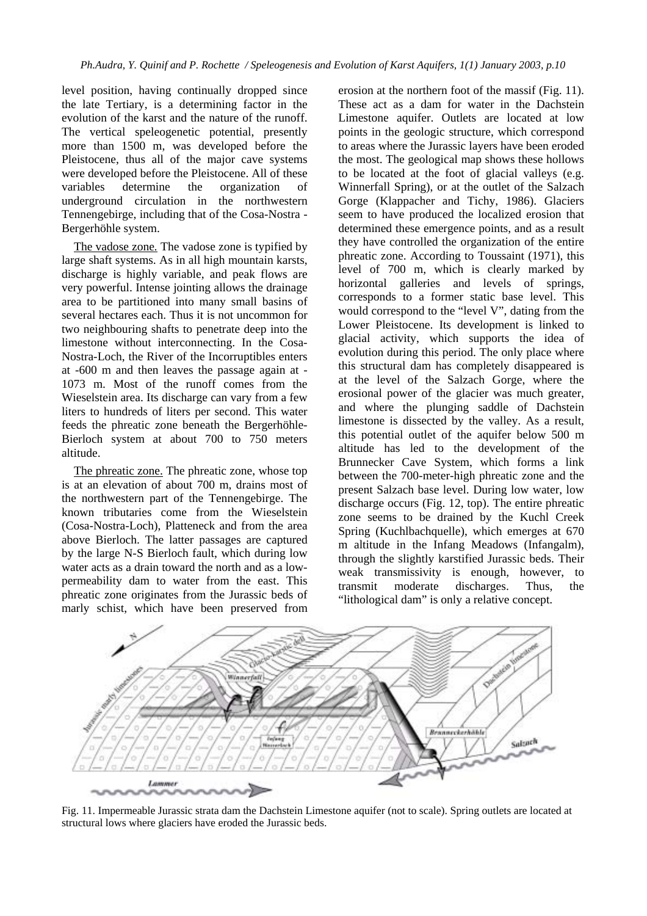level position, having continually dropped since the late Tertiary, is a determining factor in the evolution of the karst and the nature of the runoff. The vertical speleogenetic potential, presently more than 1500 m, was developed before the Pleistocene, thus all of the major cave systems were developed before the Pleistocene. All of these variables determine the organization of underground circulation in the northwestern Tennengebirge, including that of the Cosa-Nostra - Bergerhöhle system.

The vadose zone. The vadose zone is typified by large shaft systems. As in all high mountain karsts, discharge is highly variable, and peak flows are very powerful. Intense jointing allows the drainage area to be partitioned into many small basins of several hectares each. Thus it is not uncommon for two neighbouring shafts to penetrate deep into the limestone without interconnecting. In the Cosa-Nostra-Loch, the River of the Incorruptibles enters at -600 m and then leaves the passage again at -1073 m. Most of the runoff comes from the Wieselstein area. Its discharge can vary from a few liters to hundreds of liters per second. This water feeds the phreatic zone beneath the Bergerhöhle-Bierloch system at about 700 to 750 meters altitude.

The phreatic zone. The phreatic zone, whose top is at an elevation of about 700 m, drains most of the northwestern part of the Tennengebirge. The known tributaries come from the Wieselstein (Cosa-Nostra-Loch), Platteneck and from the area above Bierloch. The latter passages are captured by the large N-S Bierloch fault, which during low water acts as a drain toward the north and as a low-permeability dam to water from the east. This phreatic zone originates from the Jurassic beds of marly schist, which have been preserved from erosion at the northern foot of the massif (Fig. 11). These act as a dam for water in the Dachstein Limestone aquifer. Outlets are located at low points in the geologic structure, which correspond to areas where the Jurassic layers have been eroded the most. The geological map shows these hollows to be located at the foot of glacial valleys (e.g. Winnerfall Spring), or at the outlet of the Salzach Gorge (Klappacher and Tichy, 1986). Glaciers seem to have produced the localized erosion that determined these emergence points, and as a result they have controlled the organization of the entire phreatic zone. According to Toussaint (1971), this level of 700 m, which is clearly marked by horizontal galleries and levels of springs, corresponds to a former static base level. This would correspond to the "level V", dating from the Lower Pleistocene. Its development is linked to glacial activity, which supports the idea of evolution during this period. The only place where this structural dam has completely disappeared is at the level of the Salzach Gorge, where the erosional power of the glacier was much greater, and where the plunging saddle of Dachstein limestone is dissected by the valley. As a result, this potential outlet of the aquifer below 500 m altitude has led to the development of the Brunnecker Cave System, which forms a link between the 700-meter-high phreatic zone and the present Salzach base level. During low water, low discharge occurs (Fig. 12, top). The entire phreatic zone seems to be drained by the Kuchl Creek Spring (Kuchlbachquelle), which emerges at 670 m altitude in the Infang Meadows (Infangalm), through the slightly karstified Jurassic beds. Their weak transmissivity is enough, however, to transmit moderate discharges. Thus, the "lithological dam" is only a relative concept.

Fig. 11. Impermeable Jurassic strata dam the Dachstein Limestone aquifer (not to scale). Spring outlets are located at structural lows where glaciers have eroded the Jurassic beds.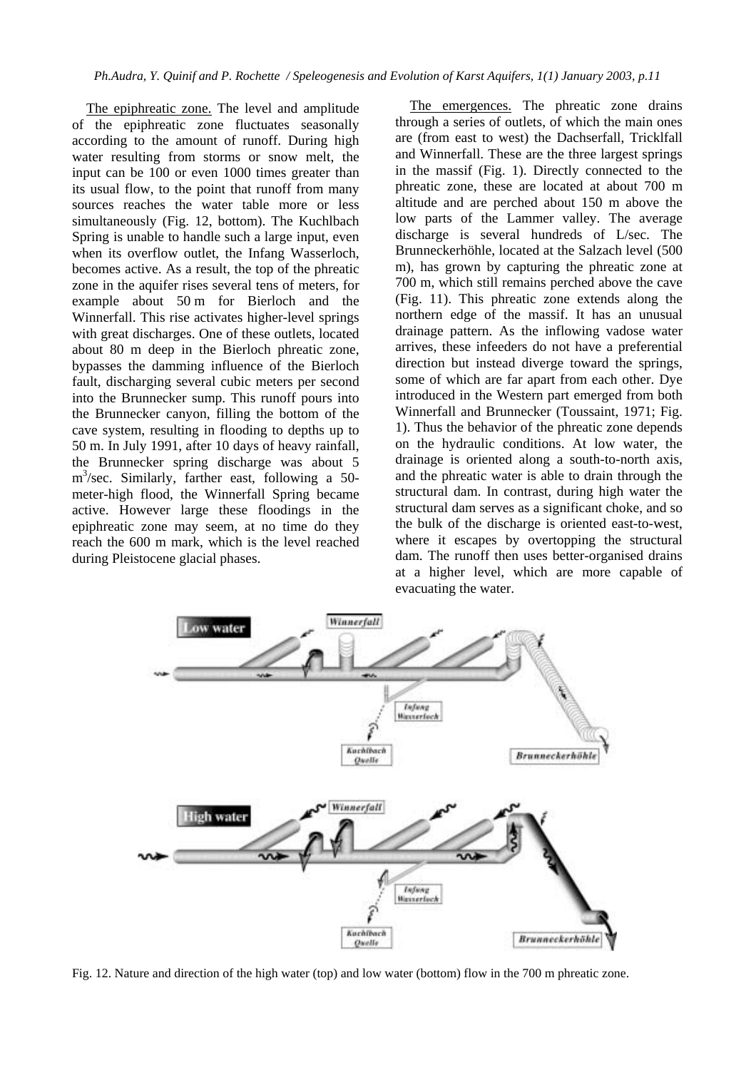The epiphreatic zone. The level and amplitude of the epiphreatic zone fluctuates seasonally according to the amount of runoff. During high water resulting from storms or snow melt, the input can be 100 or even 1000 times greater than its usual flow, to the point that runoff from many sources reaches the water table more or less simultaneously (Fig. 12, bottom). The Kuchlbach Spring is unable to handle such a large input, even when its overflow outlet, the Infang Wasserloch, becomes active. As a result, the top of the phreatic zone in the aquifer rises several tens of meters, for example about 50 m for Bierloch and the Winnerfall. This rise activates higher-level springs with great discharges. One of these outlets, located about 80 m deep in the Bierloch phreatic zone, bypasses the damming influence of the Bierloch fault, discharging several cubic meters per second into the Brunnecker sump. This runoff pours into the Brunnecker canyon, filling the bottom of the cave system, resulting in flooding to depths up to 50 m. In July 1991, after 10 days of heavy rainfall, the Brunnecker spring discharge was about 5 $m^3$/sec. Similarly, farther east, following a 50-meter-high flood, the Winnerfall Spring became active. However large these floodings in the epiphreatic zone may seem, at no time do they reach the 600 m mark, which is the level reached during Pleistocene glacial phases.

The emergences. The phreatic zone drains through a series of outlets, of which the main ones are (from east to west) the Dachserfall, Tricklfall and Winnerfall. These are the three largest springs in the massif (Fig. 1). Directly connected to the phreatic zone, these are located at about 700 m altitude and are perched about 150 m above the low parts of the Lammer valley. The average discharge is several hundreds of L/sec. The Brunneckerhöhle, located at the Salzach level (500 m), has grown by capturing the phreatic zone at 700 m, which still remains perched above the cave (Fig. 11). This phreatic zone extends along the northern edge of the massif. It has an unusual drainage pattern. As the inflowing vadose water arrives, these infeeders do not have a preferential direction but instead diverge toward the springs, some of which are far apart from each other. Dye introduced in the Western part emerged from both Winnerfall and Brunnecker (Toussaint, 1971; Fig. 1). Thus the behavior of the phreatic zone depends on the hydraulic conditions. At low water, the drainage is oriented along a south-to-north axis, and the phreatic water is able to drain through the structural dam. In contrast, during high water the structural dam serves as a significant choke, and so the bulk of the discharge is oriented east-to-west, where it escapes by overtopping the structural dam. The runoff then uses better-organised drains at a higher level, which are more capable of evacuating the water.

Fig. 12. Nature and direction of the high water (top) and low water (bottom) flow in the 700 m phreatic zone.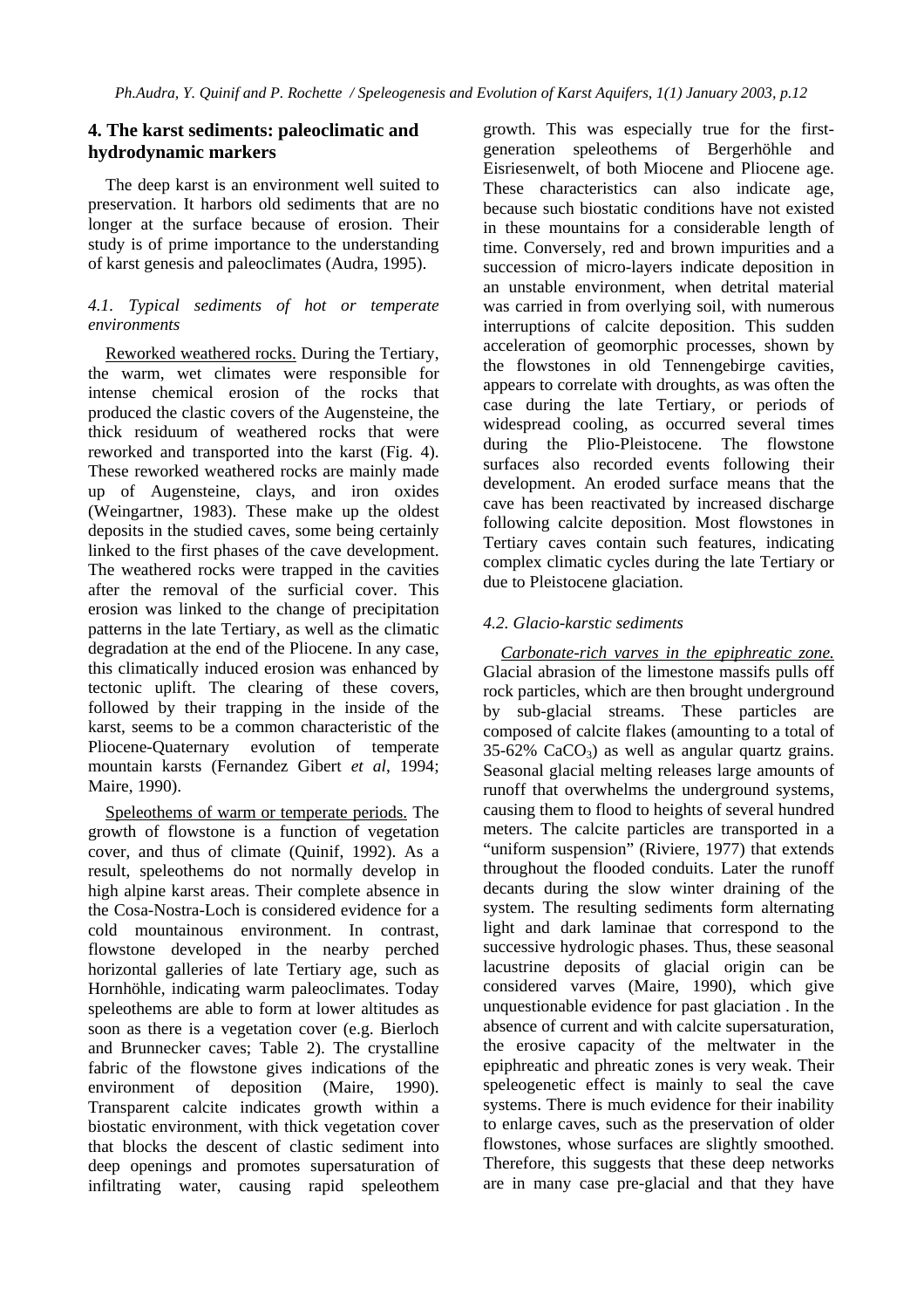## 4. The karst sediments: paleoclimatic and hydrodynamic markers

The deep karst is an environment well suited to preservation. It harbors old sediments that are no longer at the surface because of erosion. Their study is of prime importance to the understanding of karst genesis and paleoclimates (Audra, 1995).

### *4.1. Typical sediments of hot or temperate environments*

Reworked weathered rocks. During the Tertiary, the warm, wet climates were responsible for intense chemical erosion of the rocks that produced the clastic covers of the Augensteine, the thick residuum of weathered rocks that were reworked and transported into the karst (Fig. 4). These reworked weathered rocks are mainly made up of Augensteine, clays, and iron oxides (Weingartner, 1983). These make up the oldest deposits in the studied caves, some being certainly linked to the first phases of the cave development. The weathered rocks were trapped in the cavities after the removal of the surficial cover. This erosion was linked to the change of precipitation patterns in the late Tertiary, as well as the climatic degradation at the end of the Pliocene. In any case, this climatically induced erosion was enhanced by tectonic uplift. The clearing of these covers, followed by their trapping in the inside of the karst, seems to be a common characteristic of the Pliocene-Quaternary evolution of temperate mountain karsts (Fernandez Gibert *et al*, 1994; Maire, 1990).

Speleothems of warm or temperate periods. The growth of flowstone is a function of vegetation cover, and thus of climate (Quinif, 1992). As a result, speleothems do not normally develop in high alpine karst areas. Their complete absence in the Cosa-Nostra-Loch is considered evidence for a cold mountainous environment. In contrast, flowstone developed in the nearby perched horizontal galleries of late Tertiary age, such as Hornhöhle, indicating warm paleoclimates. Today speleothems are able to form at lower altitudes as soon as there is a vegetation cover (e.g. Bierloch and Brunnecker caves; Table 2). The crystalline fabric of the flowstone gives indications of the environment of deposition (Maire, 1990). Transparent calcite indicates growth within a biostatic environment, with thick vegetation cover that blocks the descent of clastic sediment into deep openings and promotes supersaturation of infiltrating water, causing rapid speleothem growth. This was especially true for the first-generation speleothems of Bergerhöhle and Eisriesenwelt, of both Miocene and Pliocene age. These characteristics can also indicate age, because such biostatic conditions have not existed in these mountains for a considerable length of time. Conversely, red and brown impurities and a succession of micro-layers indicate deposition in an unstable environment, when detrital material was carried in from overlying soil, with numerous interruptions of calcite deposition. This sudden acceleration of geomorphic processes, shown by the flowstones in old Tennengebirge cavities, appears to correlate with droughts, as was often the case during the late Tertiary, or periods of widespread cooling, as occurred several times during the Plio-Pleistocene. The flowstone surfaces also recorded events following their development. An eroded surface means that the cave has been reactivated by increased discharge following calcite deposition. Most flowstones in Tertiary caves contain such features, indicating complex climatic cycles during the late Tertiary or due to Pleistocene glaciation.

### *4.2. Glacio-karstic sediments*

*Carbonate-rich varves in the epiphreatic zone.* Glacial abrasion of the limestone massifs pulls off rock particles, which are then brought underground by sub-glacial streams. These particles are composed of calcite flakes (amounting to a total of 35-62% $CaCO_3$) as well as angular quartz grains. Seasonal glacial melting releases large amounts of runoff that overwhelms the underground systems, causing them to flood to heights of several hundred meters. The calcite particles are transported in a "uniform suspension" (Riviere, 1977) that extends throughout the flooded conduits. Later the runoff decants during the slow winter draining of the system. The resulting sediments form alternating light and dark laminae that correspond to the successive hydrologic phases. Thus, these seasonal lacustrine deposits of glacial origin can be considered varves (Maire, 1990), which give unquestionable evidence for past glaciation . In the absence of current and with calcite supersaturation, the erosive capacity of the meltwater in the epiphreatic and phreatic zones is very weak. Their speleogenetic effect is mainly to seal the cave systems. There is much evidence for their inability to enlarge caves, such as the preservation of older flowstones, whose surfaces are slightly smoothed. Therefore, this suggests that these deep networks are in many case pre-glacial and that they have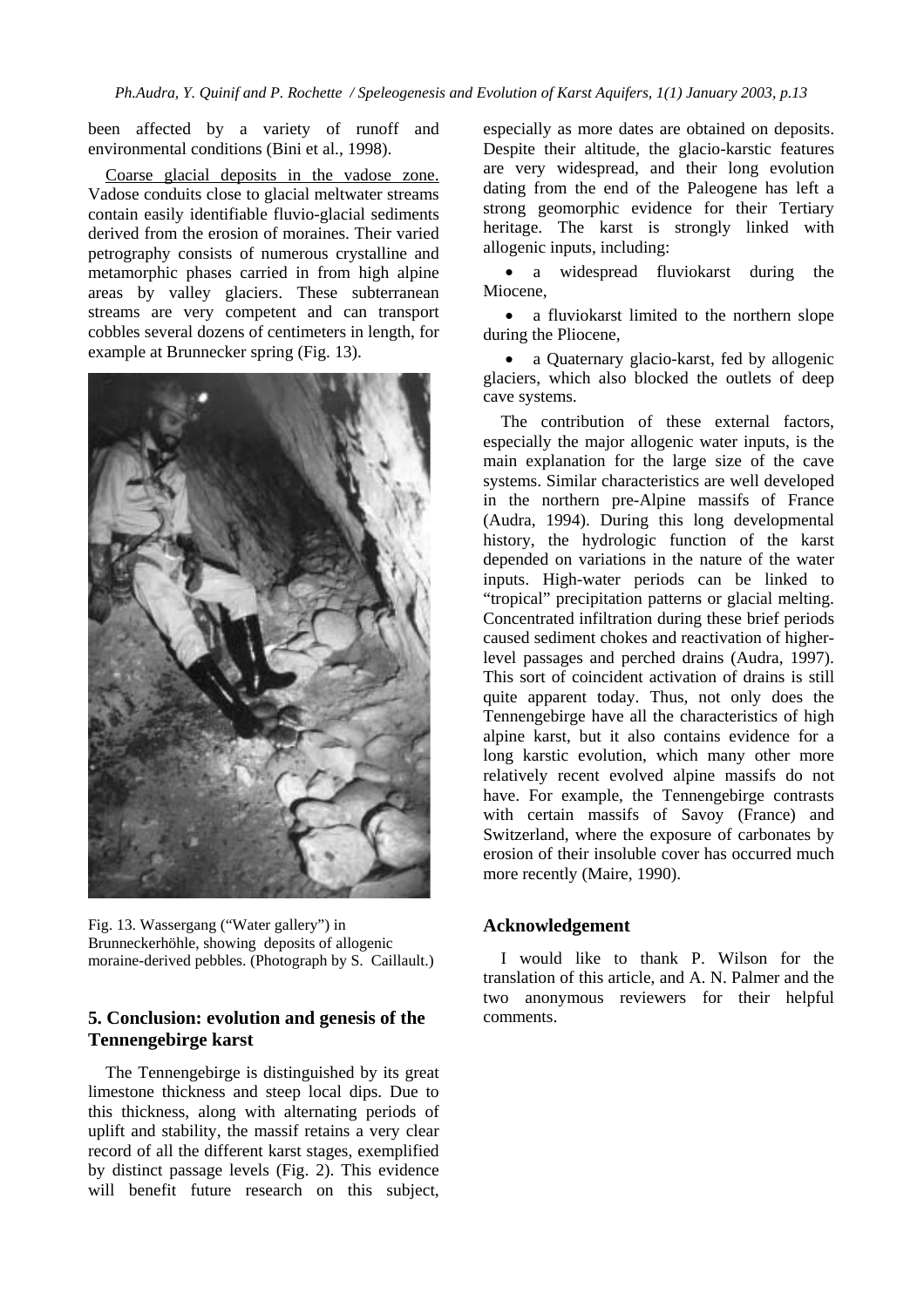been affected by a variety of runoff and environmental conditions (Bini et al., 1998).

Coarse glacial deposits in the vadose zone. Vadose conduits close to glacial meltwater streams contain easily identifiable fluvio-glacial sediments derived from the erosion of moraines. Their varied petrography consists of numerous crystalline and metamorphic phases carried in from high alpine areas by valley glaciers. These subterranean streams are very competent and can transport cobbles several dozens of centimeters in length, for example at Brunnecker spring (Fig. 13).

Fig. 13. Wassergang ("Water gallery") in Brunneckerhöhle, showing deposits of allogenic moraine-derived pebbles. (Photograph by S. Caillault.)

## 5. Conclusion: evolution and genesis of the Tennengebirge karst

The Tennengebirge is distinguished by its great limestone thickness and steep local dips. Due to this thickness, along with alternating periods of uplift and stability, the massif retains a very clear record of all the different karst stages, exemplified by distinct passage levels (Fig. 2). This evidence will benefit future research on this subject, especially as more dates are obtained on deposits. Despite their altitude, the glacio-karstic features are very widespread, and their long evolution dating from the end of the Paleogene has left a strong geomorphic evidence for their Tertiary heritage. The karst is strongly linked with allogenic inputs, including:

- a widespread fluviokarst during the Miocene,
- a fluviokarst limited to the northern slope during the Pliocene,
- a Quaternary glacio-karst, fed by allogenic glaciers, which also blocked the outlets of deep cave systems.

The contribution of these external factors, especially the major allogenic water inputs, is the main explanation for the large size of the cave systems. Similar characteristics are well developed in the northern pre-Alpine massifs of France (Audra, 1994). During this long developmental history, the hydrologic function of the karst depended on variations in the nature of the water inputs. High-water periods can be linked to "tropical" precipitation patterns or glacial melting. Concentrated infiltration during these brief periods caused sediment chokes and reactivation of higher-level passages and perched drains (Audra, 1997). This sort of coincident activation of drains is still quite apparent today. Thus, not only does the Tennengebirge have all the characteristics of high alpine karst, but it also contains evidence for a long karstic evolution, which many other more relatively recent evolved alpine massifs do not have. For example, the Tennengebirge contrasts with certain massifs of Savoy (France) and Switzerland, where the exposure of carbonates by erosion of their insoluble cover has occurred much more recently (Maire, 1990).

## Acknowledgement

I would like to thank P. Wilson for the translation of this article, and A. N. Palmer and the two anonymous reviewers for their helpful comments.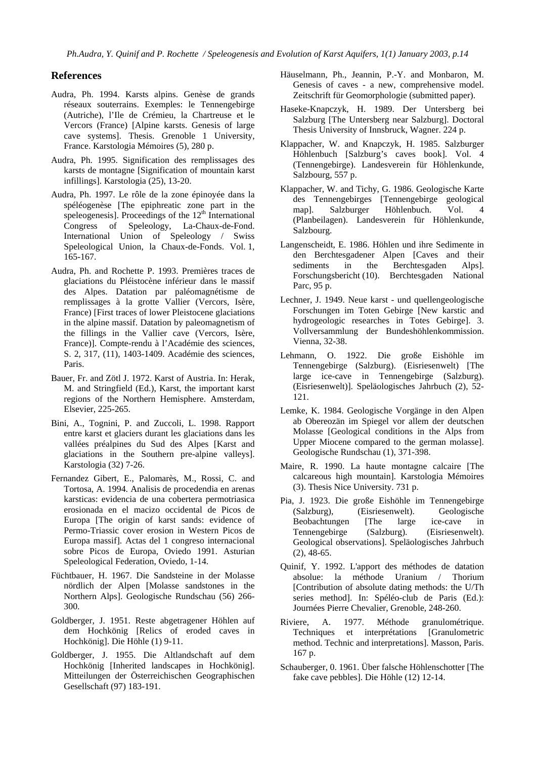## References

Audra, Ph. 1994. Karsts alpins. Genèse de grands réseaux souterrains. Exemples: le Tennengebirge (Autriche), l'Ile de Crémieu, la Chartreuse et le Vercors (France) [Alpine karsts. Genesis of large cave systems]. Thesis. Grenoble 1 University, France. Karstologia Mémoires (5), 280 p.

Audra, Ph. 1995. Signification des remplissages des karsts de montagne [Signification of mountain karst infillings]. Karstologia (25), 13-20.

Audra, Ph. 1997. Le rôle de la zone épinoyée dans la spéléogenèse [The epiphreatic zone part in the speleogenesis]. Proceedings of the 12th International Congress of Speleology, La-Chaux-de-Fond. International Union of Speleology / Swiss Speleological Union, la Chaux-de-Fonds. Vol. 1, 165-167.

Audra, Ph. and Rochette P. 1993. Premières traces de glaciations du Pléistocène inférieur dans le massif des Alpes. Datation par paléomagnétisme de remplissages à la grotte Vallier (Vercors, Isère, France) [First traces of lower Pleistocene glaciations in the alpine massif. Dation by paleomagnetism of the fillings in the Vallier cave (Vercors, Isère, France)]. Compte-rendu à l'Académie des sciences, S. 2, 317, (11), 1403-1409. Académie des sciences, Paris.

Bauer, Fr. and Zötl J. 1972. Karst of Austria. In: Herak, M. and Stringfield (Ed.), Karst, the important karst regions of the Northern Hemisphere. Amsterdam, Elsevier, 225-265.

Bini, A., Tognini, P. and Zuccoli, L. 1998. Rapport entre karst et glaciers durant les glaciations dans les vallées préalpines du Sud des Alpes [Karst and glaciations in the Southern pre-alpine valleys]. Karstologia (32) 7-26.

Fernandez Gibert, E., Palomarès, M., Rossi, C. and Tortosa, A. 1994. Analisis de procedendia en arenas karsticas: evidencia de una cobertera permotriasica erosionada en el macizo occidental de Picos de Europa [The origin of karst sands: evidence of Permo-Triassic cover erosion in Western Picos de Europa massif]. Actas del 1 congreso internacional sobre Picos de Europa, Oviedo 1991. Asturian Speleological Federation, Oviedo, 1-14.

Füchtbauer, H. 1967. Die Sandsteine in der Molasse nördlich der Alpen [Molasse sandstones in the Northern Alps]. Geologische Rundschau (56) 266-300.

Goldberger, J. 1951. Reste abgetragener Höhlen auf dem Hochkönig [Relics of eroded caves in Hochkönig]. Die Höhle (1) 9-11.

Goldberger, J. 1955. Die Altlandschaft auf dem Hochkönig [Inherited landscapes in Hochkönig]. Mitteilungen der Österreichischen Geographischen Gesellschaft (97) 183-191.

Häuselmann, Ph., Jeannin, P.-Y. and Monbaron, M. Genesis of caves - a new, comprehensive model. Zeitschrift für Geomorphologie (submitted paper).

Haseke-Knapczyk, H. 1989. Der Untersberg bei Salzburg [The Untersberg near Salzburg]. Doctoral Thesis University of Innsbruck, Wagner. 224 p.

Klappacher, W. and Knapczyk, H. 1985. Salzburger Höhlenbuch [Salzburg's caves book]. Vol. 4 (Tennengebirge). Landesverein für Höhlenkunde, Salzbourg, 557 p.

Klappacher, W. and Tichy, G. 1986. Geologische Karte des Tennengebirges [Tennengebirge geological map]. Salzburger Höhlenbuch. Vol. 4 (Planbeilagen). Landesverein für Höhlenkunde, Salzbourg.

Langenscheidt, E. 1986. Höhlen und ihre Sedimente in den Berchtesgadener Alpen [Caves and their sediments in the Berchtesgaden Alps]. Forschungsbericht (10). Berchtesgaden National Parc, 95 p.

Lechner, J. 1949. Neue karst - und quellengeologische Forschungen im Toten Gebirge [New karstic and hydrogeologic researches in Totes Gebirge]. 3. Vollversammlung der Bundeshöhlenkommission. Vienna, 32-38.

Lehmann, O. 1922. Die große Eishöhle im Tennengebirge (Salzburg). (Eisriesenwelt) [The large ice-cave in Tennengebirge (Salzburg). (Eisriesenwelt)]. Speläologisches Jahrbuch (2), 52-121.

Lemke, K. 1984. Geologische Vorgänge in den Alpen ab Obereozän im Spiegel vor allem der deutschen Molasse [Geological conditions in the Alps from Upper Miocene compared to the german molasse]. Geologische Rundschau (1), 371-398.

Maire, R. 1990. La haute montagne calcaire [The calcareous high mountain]. Karstologia Mémoires (3). Thesis Nice University. 731 p.

Pia, J. 1923. Die große Eishöhle im Tennengebirge (Salzburg), (Eisriesenwelt). Geologische Beobachtungen [The large ice-cave in Tennengebirge (Salzburg). (Eisriesenwelt). Geological observations]. Speläologisches Jahrbuch (2), 48-65.

Quinif, Y. 1992. L'apport des méthodes de datation absolue: la méthode Uranium / Thorium [Contribution of absolute dating methods: the U/Th series method]. In: Spéléo-club de Paris (Ed.): Journées Pierre Chevalier, Grenoble, 248-260.

Riviere, A. 1977. Méthode granulométrique. Techniques et interprétations [Granulometric method. Technic and interpretations]. Masson, Paris. 167 p.

Schauberger, 0. 1961. Über falsche Höhlenschotter [The fake cave pebbles]. Die Höhle (12) 12-14.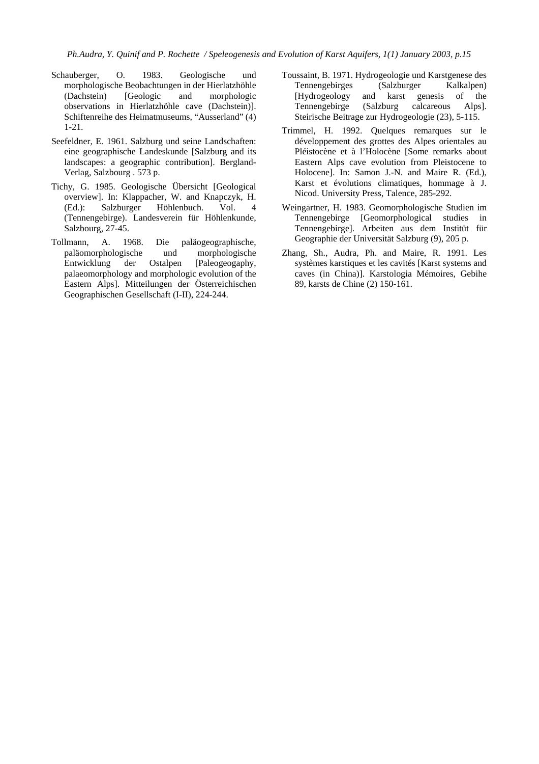Schauberger, O. 1983. Geologische und morphologische Beobachtungen in der Hierlatzhöhle (Dachstein) [Geologic and morphologic observations in Hierlatzhöhle cave (Dachstein)]. Schiftenreihe des Heimatmuseums, "Ausserland" (4) 1-21.

Seefeldner, E. 1961. Salzburg und seine Landschaften: eine geographische Landeskunde [Salzburg and its landscapes: a geographic contribution]. Bergland-Verlag, Salzbourg . 573 p.

Tichy, G. 1985. Geologische Übersicht [Geological overview]. In: Klappacher, W. and Knapczyk, H. (Ed.): Salzburger Höhlenbuch. Vol. 4 (Tennengebirge). Landesverein für Höhlenkunde, Salzbourg, 27-45.

Tollmann, A. 1968. Die paläogeographische, paläomorphologische und morphologische Entwicklung der Ostalpen [Paleogeogaphy, palaeomorphology and morphologic evolution of the Eastern Alps]. Mitteilungen der Österreichischen Geographischen Gesellschaft (I-II), 224-244.

Toussaint, B. 1971. Hydrogeologie und Karstgenese des Tennengebirges (Salzburger Kalkalpen) [Hydrogeology and karst genesis of the Tennengebirge (Salzburg calcareous Alps]. Steirische Beitrage zur Hydrogeologie (23), 5-115.

Trimmel, H. 1992. Quelques remarques sur le développement des grottes des Alpes orientales au Pléistocène et à l'Holocène [Some remarks about Eastern Alps cave evolution from Pleistocene to Holocene]. In: Samon J.-N. and Maire R. (Ed.), Karst et évolutions climatiques, hommage à J. Nicod. University Press, Talence, 285-292.

Weingartner, H. 1983. Geomorphologische Studien im Tennengebirge [Geomorphological studies in Tennengebirge]. Arbeiten aus dem Institüt für Geographie der Universität Salzburg (9), 205 p.

Zhang, Sh., Audra, Ph. and Maire, R. 1991. Les systèmes karstiques et les cavités [Karst systems and caves (in China)]. Karstologia Mémoires, Gebihe 89, karsts de Chine (2) 150-161.